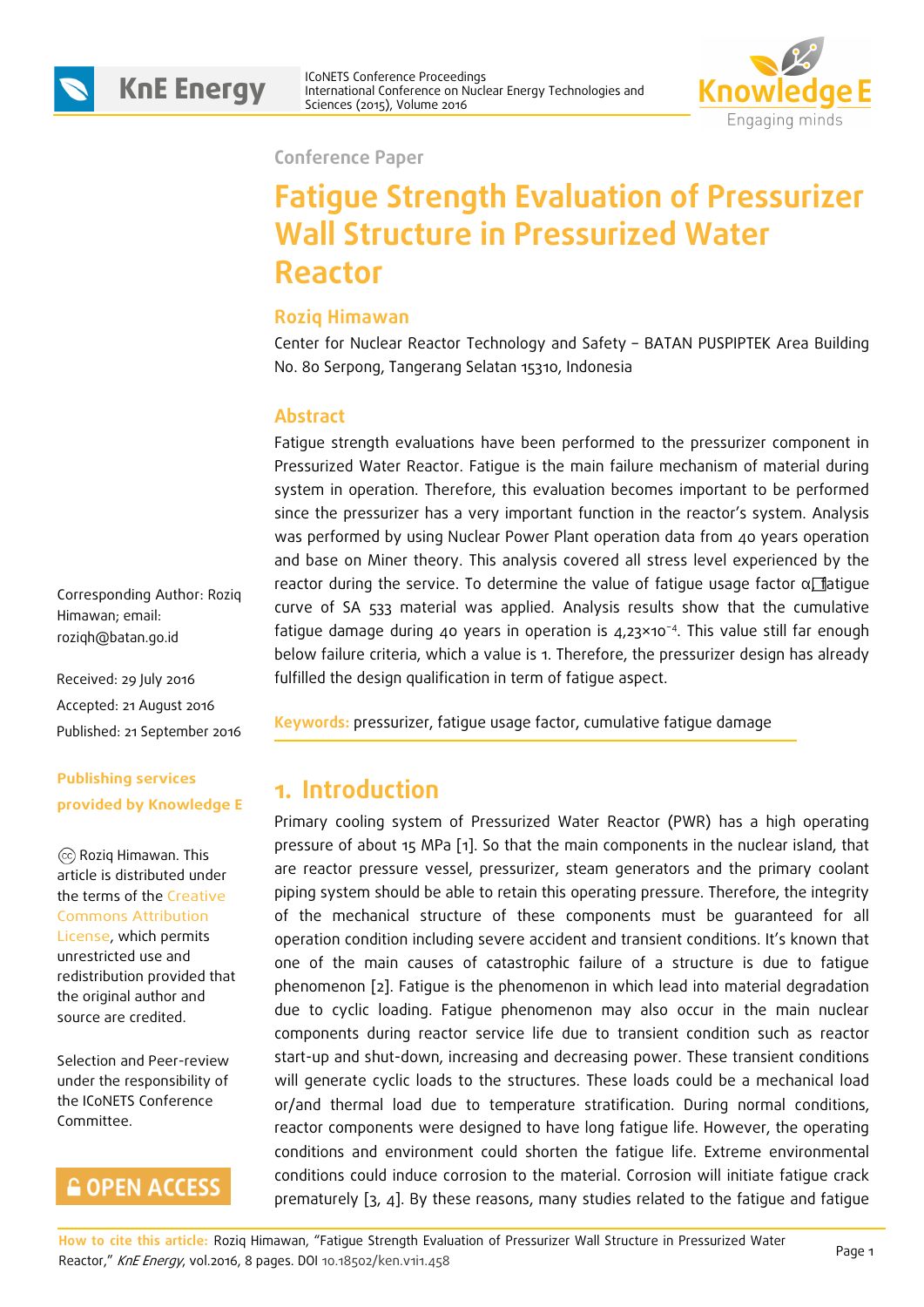Conference Paper

# Fatigue Strength Evaluation of Pressurizer Wall Structure in Pressurized Water Reactor

**Roziq Himawan**

Center for Nuclear Reactor Technology and Safety – BATAN PUSPIPTEK Area Building No. 80 Serpong, Tangerang Selatan 15310, Indonesia

Corresponding Author: Roziq Himawan; email: roziqh@batan.go.id

Received: 29 July 2016
Accepted: 21 August 2016
Published: 21 September 2016

**Publishing services provided by Knowledge E**

© Roziq Himawan. This article is distributed under the terms of the Creative Commons Attribution License, which permits unrestricted use and redistribution provided that the original author and source are credited.

Selection and Peer-review under the responsibility of the ICoNETS Conference Committee.

## Abstract

Fatigue strength evaluations have been performed to the pressurizer component in Pressurized Water Reactor. Fatigue is the main failure mechanism of material during system in operation. Therefore, this evaluation becomes important to be performed since the pressurizer has a very important function in the reactor's system. Analysis was performed by using Nuclear Power Plant operation data from 40 years operation and base on Miner theory. This analysis covered all stress level experienced by the reactor during the service. To determine the value of fatigue usage factor α, fatigue curve of SA 533 material was applied. Analysis results show that the cumulative fatigue damage during 40 years in operation is $4{,}23\times10^{-4}$. This value still far enough below failure criteria, which a value is 1. Therefore, the pressurizer design has already fulfilled the design qualification in term of fatigue aspect.

**Keywords:** pressurizer, fatigue usage factor, cumulative fatigue damage

## 1. Introduction

Primary cooling system of Pressurized Water Reactor (PWR) has a high operating pressure of about 15 MPa [1]. So that the main components in the nuclear island, that are reactor pressure vessel, pressurizer, steam generators and the primary coolant piping system should be able to retain this operating pressure. Therefore, the integrity of the mechanical structure of these components must be guaranteed for all operation condition including severe accident and transient conditions. It's known that one of the main causes of catastrophic failure of a structure is due to fatigue phenomenon [2]. Fatigue is the phenomenon in which lead into material degradation due to cyclic loading. Fatigue phenomenon may also occur in the main nuclear components during reactor service life due to transient condition such as reactor start-up and shut-down, increasing and decreasing power. These transient conditions will generate cyclic loads to the structures. These loads could be a mechanical load or/and thermal load due to temperature stratification. During normal conditions, reactor components were designed to have long fatigue life. However, the operating conditions and environment could shorten the fatigue life. Extreme environmental conditions could induce corrosion to the material. Corrosion will initiate fatigue crack prematurely [3, 4]. By these reasons, many studies related to the fatigue and fatigue

**How to cite this article:** Roziq Himawan, "Fatigue Strength Evaluation of Pressurizer Wall Structure in Pressurized Water Reactor," *KnE Energy*, vol.2016, 8 pages. DOI 10.18502/ken.v1i1.458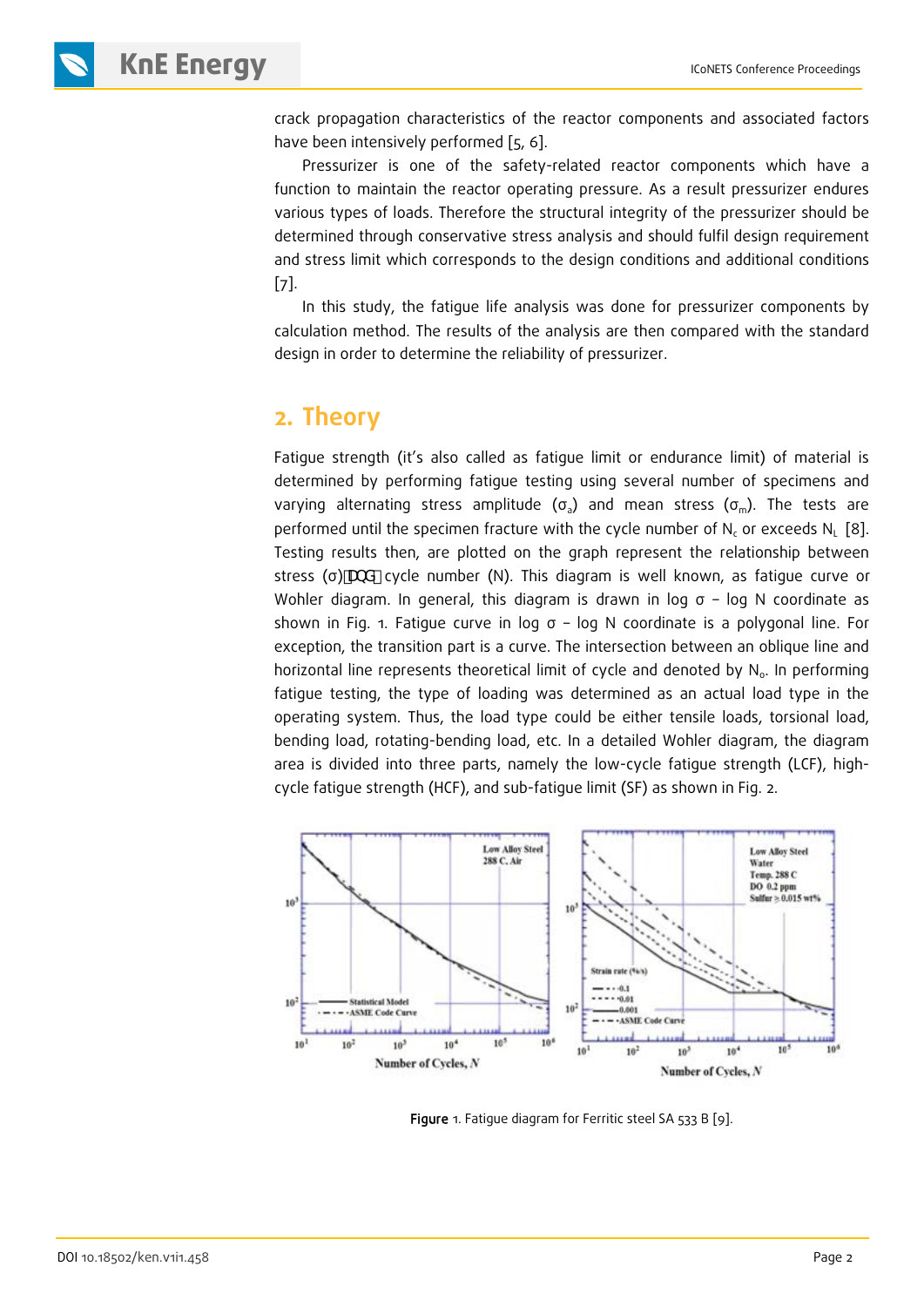crack propagation characteristics of the reactor components and associated factors have been intensively performed [5, 6].

Pressurizer is one of the safety-related reactor components which have a function to maintain the reactor operating pressure. As a result pressurizer endures various types of loads. Therefore the structural integrity of the pressurizer should be determined through conservative stress analysis and should fulfil design requirement and stress limit which corresponds to the design conditions and additional conditions [7].

In this study, the fatigue life analysis was done for pressurizer components by calculation method. The results of the analysis are then compared with the standard design in order to determine the reliability of pressurizer.

## 2. Theory

Fatigue strength (it's also called as fatigue limit or endurance limit) of material is determined by performing fatigue testing using several number of specimens and varying alternating stress amplitude ($\sigma_a$) and mean stress ($\sigma_m$). The tests are performed until the specimen fracture with the cycle number of $N_c$ or exceeds $N_L$ [8]. Testing results then, are plotted on the graph represent the relationship between stress (σ) and cycle number (N). This diagram is well known, as fatigue curve or Wohler diagram. In general, this diagram is drawn in log σ – log N coordinate as shown in Fig. 1. Fatigue curve in log σ – log N coordinate is a polygonal line. For exception, the transition part is a curve. The intersection between an oblique line and horizontal line represents theoretical limit of cycle and denoted by $N_o$. In performing fatigue testing, the type of loading was determined as an actual load type in the operating system. Thus, the load type could be either tensile loads, torsional load, bending load, rotating-bending load, etc. In a detailed Wohler diagram, the diagram area is divided into three parts, namely the low-cycle fatigue strength (LCF), high-cycle fatigue strength (HCF), and sub-fatigue limit (SF) as shown in Fig. 2.

**Figure** 1. Fatigue diagram for Ferritic steel SA 533 B [9].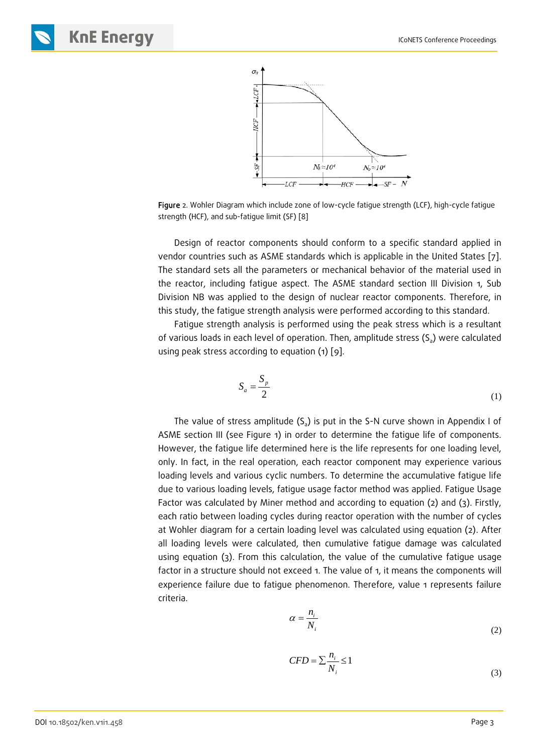Figure 2. Wohler Diagram which include zone of low-cycle fatigue strength (LCF), high-cycle fatigue strength (HCF), and sub-fatigue limit (SF) [8]

Design of reactor components should conform to a specific standard applied in vendor countries such as ASME standards which is applicable in the United States [7]. The standard sets all the parameters or mechanical behavior of the material used in the reactor, including fatigue aspect. The ASME standard section III Division 1, Sub Division NB was applied to the design of nuclear reactor components. Therefore, in this study, the fatigue strength analysis were performed according to this standard.

Fatigue strength analysis is performed using the peak stress which is a resultant of various loads in each level of operation. Then, amplitude stress ($S_a$) were calculated using peak stress according to equation (1) [9].

$$S_a = \frac{S_p}{2} \tag{1}$$

The value of stress amplitude ($S_a$) is put in the S-N curve shown in Appendix I of ASME section III (see Figure 1) in order to determine the fatigue life of components. However, the fatigue life determined here is the life represents for one loading level, only. In fact, in the real operation, each reactor component may experience various loading levels and various cyclic numbers. To determine the accumulative fatigue life due to various loading levels, fatigue usage factor method was applied. Fatigue Usage Factor was calculated by Miner method and according to equation (2) and (3). Firstly, each ratio between loading cycles during reactor operation with the number of cycles at Wohler diagram for a certain loading level was calculated using equation (2). After all loading levels were calculated, then cumulative fatigue damage was calculated using equation (3). From this calculation, the value of the cumulative fatigue usage factor in a structure should not exceed 1. The value of 1, it means the components will experience failure due to fatigue phenomenon. Therefore, value 1 represents failure criteria.

$$\alpha = \frac{n_i}{N_i} \tag{2}$$

$$CFD = \sum \frac{n_i}{N_i} \leq 1 \tag{3}$$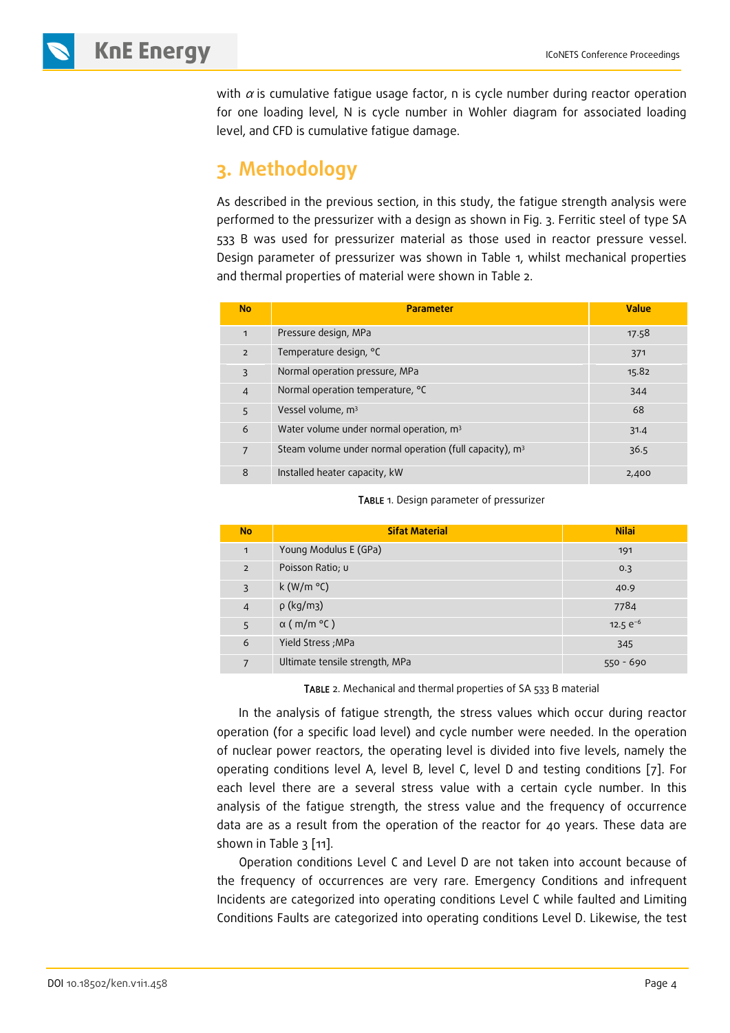with $\alpha$ is cumulative fatigue usage factor, n is cycle number during reactor operation for one loading level, N is cycle number in Wohler diagram for associated loading level, and CFD is cumulative fatigue damage.

## 3. Methodology

As described in the previous section, in this study, the fatigue strength analysis were performed to the pressurizer with a design as shown in Fig. 3. Ferritic steel of type SA 533 B was used for pressurizer material as those used in reactor pressure vessel. Design parameter of pressurizer was shown in Table 1, whilst mechanical properties and thermal properties of material were shown in Table 2.

| No | Parameter | Value |
|---|---|---|
| 1 | Pressure design, MPa | 17.58 |
| 2 | Temperature design, °C | 371 |
| 3 | Normal operation pressure, MPa | 15.82 |
| 4 | Normal operation temperature, °C | 344 |
| 5 | Vessel volume, $m^3$ | 68 |
| 6 | Water volume under normal operation, $m^3$ | 31.4 |
| 7 | Steam volume under normal operation (full capacity), $m^3$ | 36.5 |
| 8 | Installed heater capacity, kW | 2,400 |

TABLE 1. Design parameter of pressurizer

| No | Sifat Material | Nilai |
|---|---|---|
| 1 | Young Modulus E (GPa) | 191 |
| 2 | Poisson Ratio; υ | 0.3 |
| 3 | k (W/m °C) | 40.9 |
| 4 | ρ (kg/m3) | 7784 |
| 5 | α ( m/m °C ) | 12.5 $e^{-6}$ |
| 6 | Yield Stress ;MPa | 345 |
| 7 | Ultimate tensile strength, MPa | 550 - 690 |

TABLE 2. Mechanical and thermal properties of SA 533 B material

In the analysis of fatigue strength, the stress values which occur during reactor operation (for a specific load level) and cycle number were needed. In the operation of nuclear power reactors, the operating level is divided into five levels, namely the operating conditions level A, level B, level C, level D and testing conditions [7]. For each level there are a several stress value with a certain cycle number. In this analysis of the fatigue strength, the stress value and the frequency of occurrence data are as a result from the operation of the reactor for 40 years. These data are shown in Table 3 [11].

Operation conditions Level C and Level D are not taken into account because of the frequency of occurrences are very rare. Emergency Conditions and infrequent Incidents are categorized into operating conditions Level C while faulted and Limiting Conditions Faults are categorized into operating conditions Level D. Likewise, the test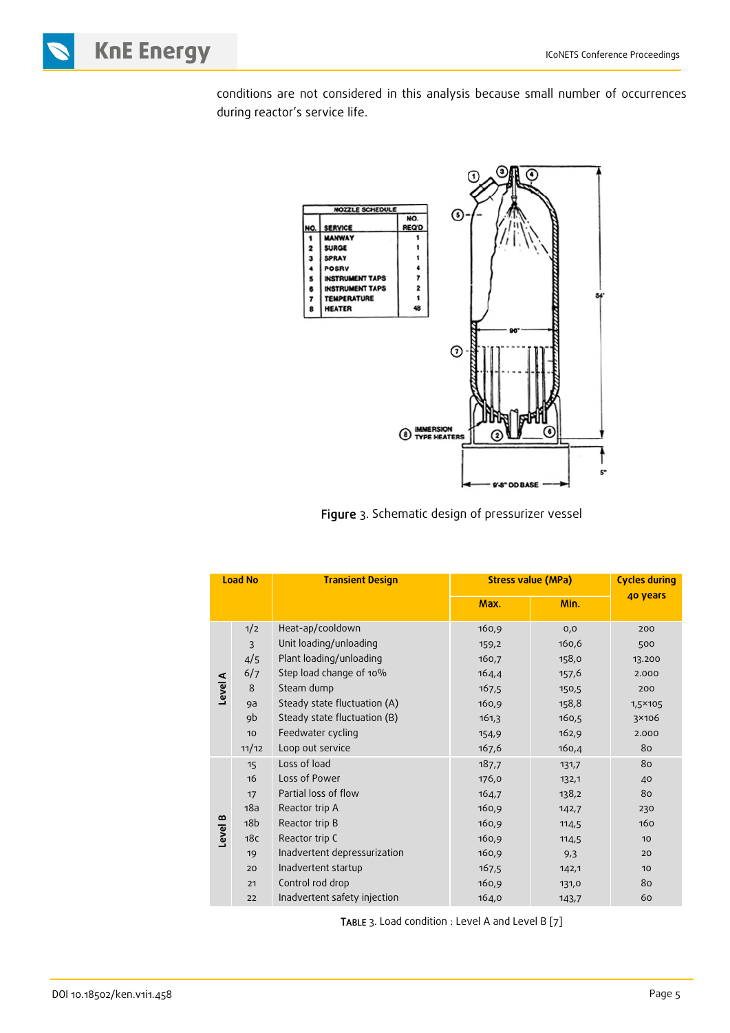conditions are not considered in this analysis because small number of occurrences during reactor's service life.

Figure 3. Schematic design of pressurizer vessel

| | Load No | Transient Design | Stress value (MPa) | | Cycles during 40 years |
|---|---|---|---|---|---|
| | | | Max. | Min. | |
| Level A | 1/2 | Heat-ap/cooldown | 160,9 | 0,0 | 200 |
| | 3 | Unit loading/unloading | 159,2 | 160,6 | 500 |
| | 4/5 | Plant loading/unloading | 160,7 | 158,0 | 13.200 |
| | 6/7 | Step load change of 10% | 164,4 | 157,6 | 2.000 |
| | 8 | Steam dump | 167,5 | 150,5 | 200 |
| | 9a | Steady state fluctuation (A) | 160,9 | 158,8 | 1,5×105 |
| | 9b | Steady state fluctuation (B) | 161,3 | 160,5 | 3×106 |
| | 10 | Feedwater cycling | 154,9 | 162,9 | 2.000 |
| | 11/12 | Loop out service | 167,6 | 160,4 | 80 |
| Level B | 15 | Loss of load | 187,7 | 131,7 | 80 |
| | 16 | Loss of Power | 176,0 | 132,1 | 40 |
| | 17 | Partial loss of flow | 164,7 | 138,2 | 80 |
| | 18a | Reactor trip A | 160,9 | 142,7 | 230 |
| | 18b | Reactor trip B | 160,9 | 114,5 | 160 |
| | 18c | Reactor trip C | 160,9 | 114,5 | 10 |
| | 19 | Inadvertent depressurization | 160,9 | 9,3 | 20 |
| | 20 | Inadvertent startup | 167,5 | 142,1 | 10 |
| | 21 | Control rod drop | 160,9 | 131,0 | 80 |
| | 22 | Inadvertent safety injection | 164,0 | 143,7 | 60 |

Table 3. Load condition : Level A and Level B [7]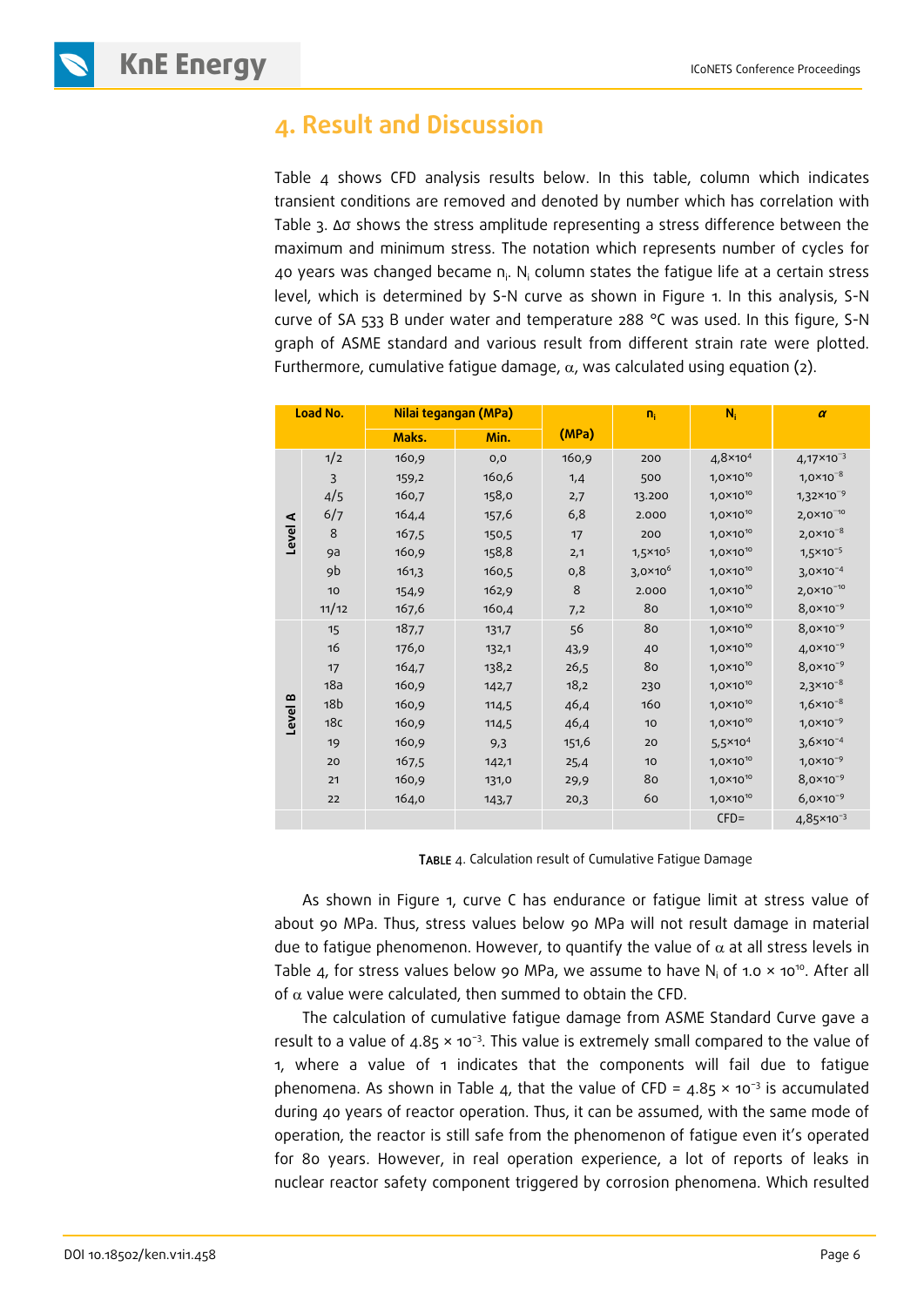## 4. Result and Discussion

Table 4 shows CFD analysis results below. In this table, column which indicates transient conditions are removed and denoted by number which has correlation with Table 3. Δσ shows the stress amplitude representing a stress difference between the maximum and minimum stress. The notation which represents number of cycles for 40 years was changed became $n_i$. $N_i$ column states the fatigue life at a certain stress level, which is determined by S-N curve as shown in Figure 1. In this analysis, S-N curve of SA 533 B under water and temperature 288 °C was used. In this figure, S-N graph of ASME standard and various result from different strain rate were plotted. Furthermore, cumulative fatigue damage, $\alpha$, was calculated using equation (2).

| Load No. | | Nilai tegangan (MPa) | | (MPa) | $n_i$ | $N_i$ | $\alpha$ |
|---|---|---|---|---|---|---|---|
| | | Maks. | Min. | | | | |
| Level A | 1/2 | 160,9 | 0,0 | 160,9 | 200 | $4{,}8\times10^{4}$ | $4{,}17\times10^{-3}$ |
| | 3 | 159,2 | 160,6 | 1,4 | 500 | $1{,}0\times10^{10}$ | $1{,}0\times10^{-8}$ |
| | 4/5 | 160,7 | 158,0 | 2,7 | 13.200 | $1{,}0\times10^{10}$ | $1{,}32\times10^{-9}$ |
| | 6/7 | 164,4 | 157,6 | 6,8 | 2.000 | $1{,}0\times10^{10}$ | $2{,}0\times10^{-10}$ |
| | 8 | 167,5 | 150,5 | 17 | 200 | $1{,}0\times10^{10}$ | $2{,}0\times10^{-8}$ |
| | 9a | 160,9 | 158,8 | 2,1 | $1{,}5\times10^{5}$ | $1{,}0\times10^{10}$ | $1{,}5\times10^{-5}$ |
| | 9b | 161,3 | 160,5 | 0,8 | $3{,}0\times10^{6}$ | $1{,}0\times10^{10}$ | $3{,}0\times10^{-4}$ |
| | 10 | 154,9 | 162,9 | 8 | 2.000 | $1{,}0\times10^{10}$ | $2{,}0\times10^{-10}$ |
| | 11/12 | 167,6 | 160,4 | 7,2 | 80 | $1{,}0\times10^{10}$ | $8{,}0\times10^{-9}$ |
| Level B | 15 | 187,7 | 131,7 | 56 | 80 | $1{,}0\times10^{10}$ | $8{,}0\times10^{-9}$ |
| | 16 | 176,0 | 132,1 | 43,9 | 40 | $1{,}0\times10^{10}$ | $4{,}0\times10^{-9}$ |
| | 17 | 164,7 | 138,2 | 26,5 | 80 | $1{,}0\times10^{10}$ | $8{,}0\times10^{-9}$ |
| | 18a | 160,9 | 142,7 | 18,2 | 230 | $1{,}0\times10^{10}$ | $2{,}3\times10^{-8}$ |
| | 18b | 160,9 | 114,5 | 46,4 | 160 | $1{,}0\times10^{10}$ | $1{,}6\times10^{-8}$ |
| | 18c | 160,9 | 114,5 | 46,4 | 10 | $1{,}0\times10^{10}$ | $1{,}0\times10^{-9}$ |
| | 19 | 160,9 | 9,3 | 151,6 | 20 | $5{,}5\times10^{4}$ | $3{,}6\times10^{-4}$ |
| | 20 | 167,5 | 142,1 | 25,4 | 10 | $1{,}0\times10^{10}$ | $1{,}0\times10^{-9}$ |
| | 21 | 160,9 | 131,0 | 29,9 | 80 | $1{,}0\times10^{10}$ | $8{,}0\times10^{-9}$ |
| | 22 | 164,0 | 143,7 | 20,3 | 60 | $1{,}0\times10^{10}$ | $6{,}0\times10^{-9}$ |
| | | | | | | CFD= | $4{,}85\times10^{-3}$ |

TABLE 4. Calculation result of Cumulative Fatigue Damage

As shown in Figure 1, curve C has endurance or fatigue limit at stress value of about 90 MPa. Thus, stress values below 90 MPa will not result damage in material due to fatigue phenomenon. However, to quantify the value of $\alpha$ at all stress levels in Table 4, for stress values below 90 MPa, we assume to have $N_i$ of $1.0 \times 10^{10}$. After all of $\alpha$ value were calculated, then summed to obtain the CFD.

The calculation of cumulative fatigue damage from ASME Standard Curve gave a result to a value of $4.85 \times 10^{-3}$. This value is extremely small compared to the value of 1, where a value of 1 indicates that the components will fail due to fatigue phenomena. As shown in Table 4, that the value of CFD = $4.85 \times 10^{-3}$ is accumulated during 40 years of reactor operation. Thus, it can be assumed, with the same mode of operation, the reactor is still safe from the phenomenon of fatigue even it's operated for 80 years. However, in real operation experience, a lot of reports of leaks in nuclear reactor safety component triggered by corrosion phenomena. Which resulted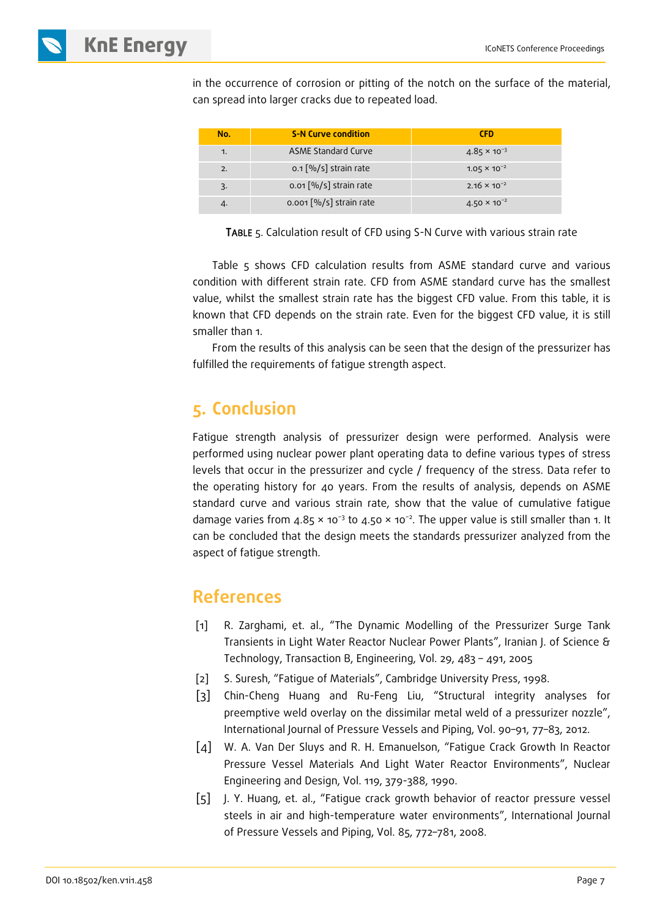in the occurrence of corrosion or pitting of the notch on the surface of the material, can spread into larger cracks due to repeated load.

| No. | S-N Curve condition | CFD |
|---|---|---|
| 1. | ASME Standard Curve | $4.85 \times 10^{-3}$ |
| 2. | 0.1 [%/s] strain rate | $1.05 \times 10^{-2}$ |
| 3. | 0.01 [%/s] strain rate | $2.16 \times 10^{-2}$ |
| 4. | 0.001 [%/s] strain rate | $4.50 \times 10^{-2}$ |

Table 5. Calculation result of CFD using S-N Curve with various strain rate

Table 5 shows CFD calculation results from ASME standard curve and various condition with different strain rate. CFD from ASME standard curve has the smallest value, whilst the smallest strain rate has the biggest CFD value. From this table, it is known that CFD depends on the strain rate. Even for the biggest CFD value, it is still smaller than 1.

From the results of this analysis can be seen that the design of the pressurizer has fulfilled the requirements of fatigue strength aspect.

## 5. Conclusion

Fatigue strength analysis of pressurizer design were performed. Analysis were performed using nuclear power plant operating data to define various types of stress levels that occur in the pressurizer and cycle / frequency of the stress. Data refer to the operating history for 40 years. From the results of analysis, depends on ASME standard curve and various strain rate, show that the value of cumulative fatigue damage varies from $4.85 \times 10^{-3}$ to $4.50 \times 10^{-2}$. The upper value is still smaller than 1. It can be concluded that the design meets the standards pressurizer analyzed from the aspect of fatigue strength.

## References

[1] R. Zarghami, et. al., "The Dynamic Modelling of the Pressurizer Surge Tank Transients in Light Water Reactor Nuclear Power Plants", Iranian J. of Science & Technology, Transaction B, Engineering, Vol. 29, 483 – 491, 2005

[2] S. Suresh, "Fatigue of Materials", Cambridge University Press, 1998.

[3] Chin-Cheng Huang and Ru-Feng Liu, "Structural integrity analyses for preemptive weld overlay on the dissimilar metal weld of a pressurizer nozzle", International Journal of Pressure Vessels and Piping, Vol. 90–91, 77–83, 2012.

[4] W. A. Van Der Sluys and R. H. Emanuelson, "Fatigue Crack Growth In Reactor Pressure Vessel Materials And Light Water Reactor Environments", Nuclear Engineering and Design, Vol. 119, 379-388, 1990.

[5] J. Y. Huang, et. al., "Fatigue crack growth behavior of reactor pressure vessel steels in air and high-temperature water environments", International Journal of Pressure Vessels and Piping, Vol. 85, 772–781, 2008.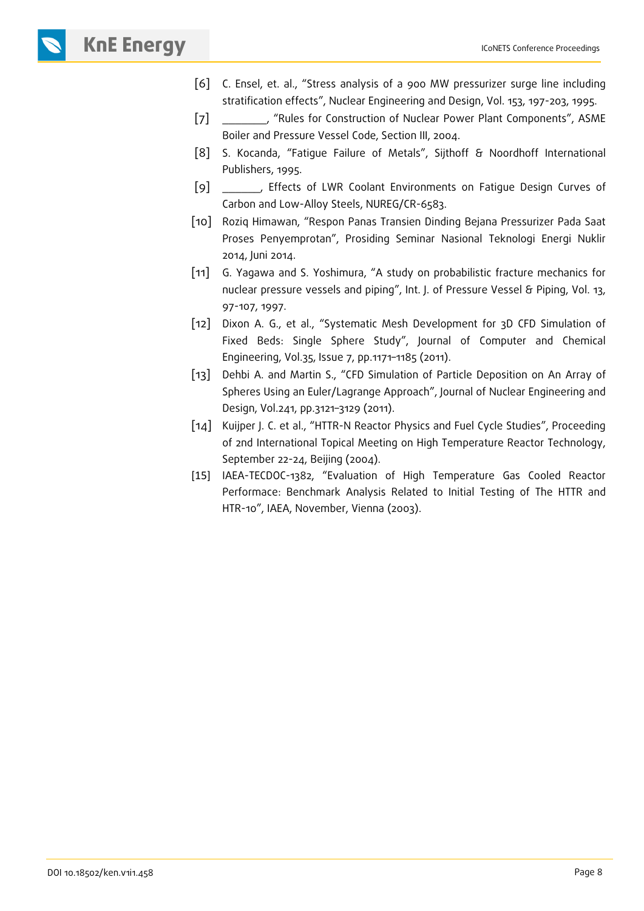[6] C. Ensel, et. al., “Stress analysis of a 900 MW pressurizer surge line including stratification effects”, Nuclear Engineering and Design, Vol. 153, 197-203, 1995.

[7] ________, “Rules for Construction of Nuclear Power Plant Components”, ASME Boiler and Pressure Vessel Code, Section III, 2004.

[8] S. Kocanda, “Fatigue Failure of Metals”, Sijthoff & Noordhoff International Publishers, 1995.

[9] _______, Effects of LWR Coolant Environments on Fatigue Design Curves of Carbon and Low-Alloy Steels, NUREG/CR-6583.

[10] Roziq Himawan, “Respon Panas Transien Dinding Bejana Pressurizer Pada Saat Proses Penyemprotan”, Prosiding Seminar Nasional Teknologi Energi Nuklir 2014, Juni 2014.

[11] G. Yagawa and S. Yoshimura, “A study on probabilistic fracture mechanics for nuclear pressure vessels and piping”, Int. J. of Pressure Vessel & Piping, Vol. 13, 97-107, 1997.

[12] Dixon A. G., et al., “Systematic Mesh Development for 3D CFD Simulation of Fixed Beds: Single Sphere Study”, Journal of Computer and Chemical Engineering, Vol.35, Issue 7, pp.1171–1185 (2011).

[13] Dehbi A. and Martin S., “CFD Simulation of Particle Deposition on An Array of Spheres Using an Euler/Lagrange Approach”, Journal of Nuclear Engineering and Design, Vol.241, pp.3121–3129 (2011).

[14] Kuijper J. C. et al., “HTTR-N Reactor Physics and Fuel Cycle Studies”, Proceeding of 2nd International Topical Meeting on High Temperature Reactor Technology, September 22-24, Beijing (2004).

[15] IAEA-TECDOC-1382, “Evaluation of High Temperature Gas Cooled Reactor Performace: Benchmark Analysis Related to Initial Testing of The HTTR and HTR-10”, IAEA, November, Vienna (2003).